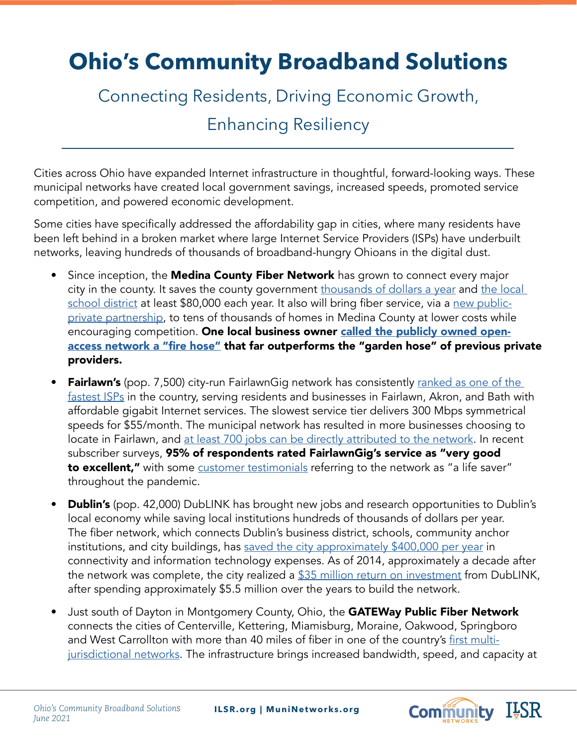# Ohio's Community Broadband Solutions

## Connecting Residents, Driving Economic Growth, Enhancing Resiliency

Cities across Ohio have expanded Internet infrastructure in thoughtful, forward-looking ways. These municipal networks have created local government savings, increased speeds, promoted service competition, and powered economic development.

Some cities have specifically addressed the affordability gap in cities, where many residents have been left behind in a broken market where large Internet Service Providers (ISPs) have underbuilt networks, leaving hundreds of thousands of broadband-hungry Ohioans in the digital dust.

- Since inception, the **Medina County Fiber Network** has grown to connect every major city in the county. It saves the county government thousands of dollars a year and the local school district at least $80,000 each year. It also will bring fiber service, via a new public-private partnership, to tens of thousands of homes in Medina County at lower costs while encouraging competition. **One local business owner called the publicly owned open-access network a "fire hose" that far outperforms the "garden hose" of previous private providers.**

- **Fairlawn's** (pop. 7,500) city-run FairlawnGig network has consistently ranked as one of the fastest ISPs in the country, serving residents and businesses in Fairlawn, Akron, and Bath with affordable gigabit Internet services. The slowest service tier delivers 300 Mbps symmetrical speeds for $55/month. The municipal network has resulted in more businesses choosing to locate in Fairlawn, and at least 700 jobs can be directly attributed to the network. In recent subscriber surveys, **95% of respondents rated FairlawnGig's service as "very good to excellent,"** with some customer testimonials referring to the network as "a life saver" throughout the pandemic.

- **Dublin's** (pop. 42,000) DubLINK has brought new jobs and research opportunities to Dublin's local economy while saving local institutions hundreds of thousands of dollars per year. The fiber network, which connects Dublin's business district, schools, community anchor institutions, and city buildings, has saved the city approximately $400,000 per year in connectivity and information technology expenses. As of 2014, approximately a decade after the network was complete, the city realized a $35 million return on investment from DubLINK, after spending approximately $5.5 million over the years to build the network.

- Just south of Dayton in Montgomery County, Ohio, the **GATEWay Public Fiber Network** connects the cities of Centerville, Kettering, Miamisburg, Moraine, Oakwood, Springboro and West Carrollton with more than 40 miles of fiber in one of the country's first multi-jurisdictional networks. The infrastructure brings increased bandwidth, speed, and capacity at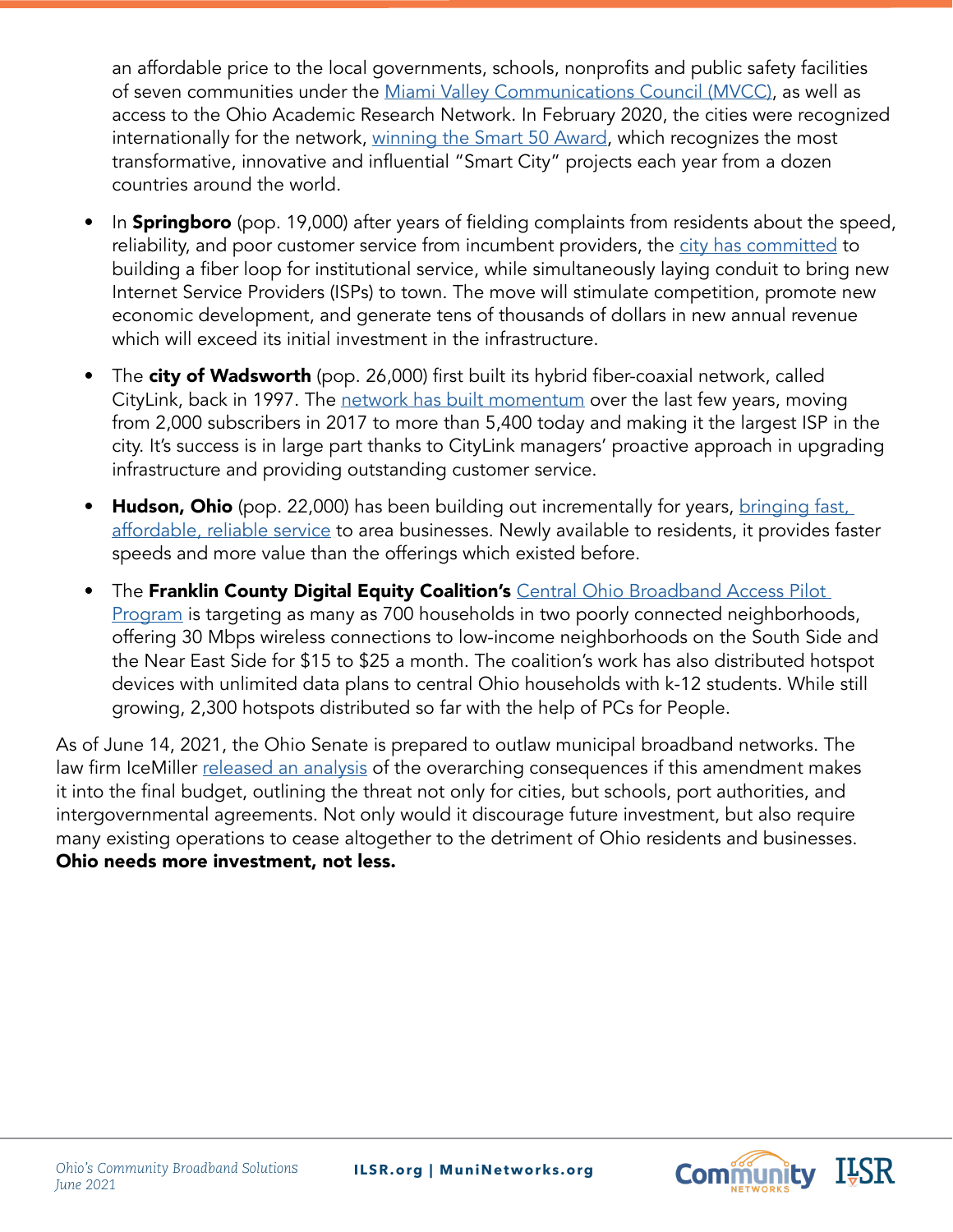an affordable price to the local governments, schools, nonprofits and public safety facilities of seven communities under the Miami Valley Communications Council (MVCC), as well as access to the Ohio Academic Research Network. In February 2020, the cities were recognized internationally for the network, winning the Smart 50 Award, which recognizes the most transformative, innovative and influential "Smart City" projects each year from a dozen countries around the world.

- In **Springboro** (pop. 19,000) after years of fielding complaints from residents about the speed, reliability, and poor customer service from incumbent providers, the city has committed to building a fiber loop for institutional service, while simultaneously laying conduit to bring new Internet Service Providers (ISPs) to town. The move will stimulate competition, promote new economic development, and generate tens of thousands of dollars in new annual revenue which will exceed its initial investment in the infrastructure.
- The **city of Wadsworth** (pop. 26,000) first built its hybrid fiber-coaxial network, called CityLink, back in 1997. The network has built momentum over the last few years, moving from 2,000 subscribers in 2017 to more than 5,400 today and making it the largest ISP in the city. It's success is in large part thanks to CityLink managers' proactive approach in upgrading infrastructure and providing outstanding customer service.
- **Hudson, Ohio** (pop. 22,000) has been building out incrementally for years, bringing fast, affordable, reliable service to area businesses. Newly available to residents, it provides faster speeds and more value than the offerings which existed before.
- The **Franklin County Digital Equity Coalition's** Central Ohio Broadband Access Pilot Program is targeting as many as 700 households in two poorly connected neighborhoods, offering 30 Mbps wireless connections to low-income neighborhoods on the South Side and the Near East Side for $15 to $25 a month. The coalition's work has also distributed hotspot devices with unlimited data plans to central Ohio households with k-12 students. While still growing, 2,300 hotspots distributed so far with the help of PCs for People.

As of June 14, 2021, the Ohio Senate is prepared to outlaw municipal broadband networks. The law firm IceMiller released an analysis of the overarching consequences if this amendment makes it into the final budget, outlining the threat not only for cities, but schools, port authorities, and intergovernmental agreements. Not only would it discourage future investment, but also require many existing operations to cease altogether to the detriment of Ohio residents and businesses. **Ohio needs more investment, not less.**